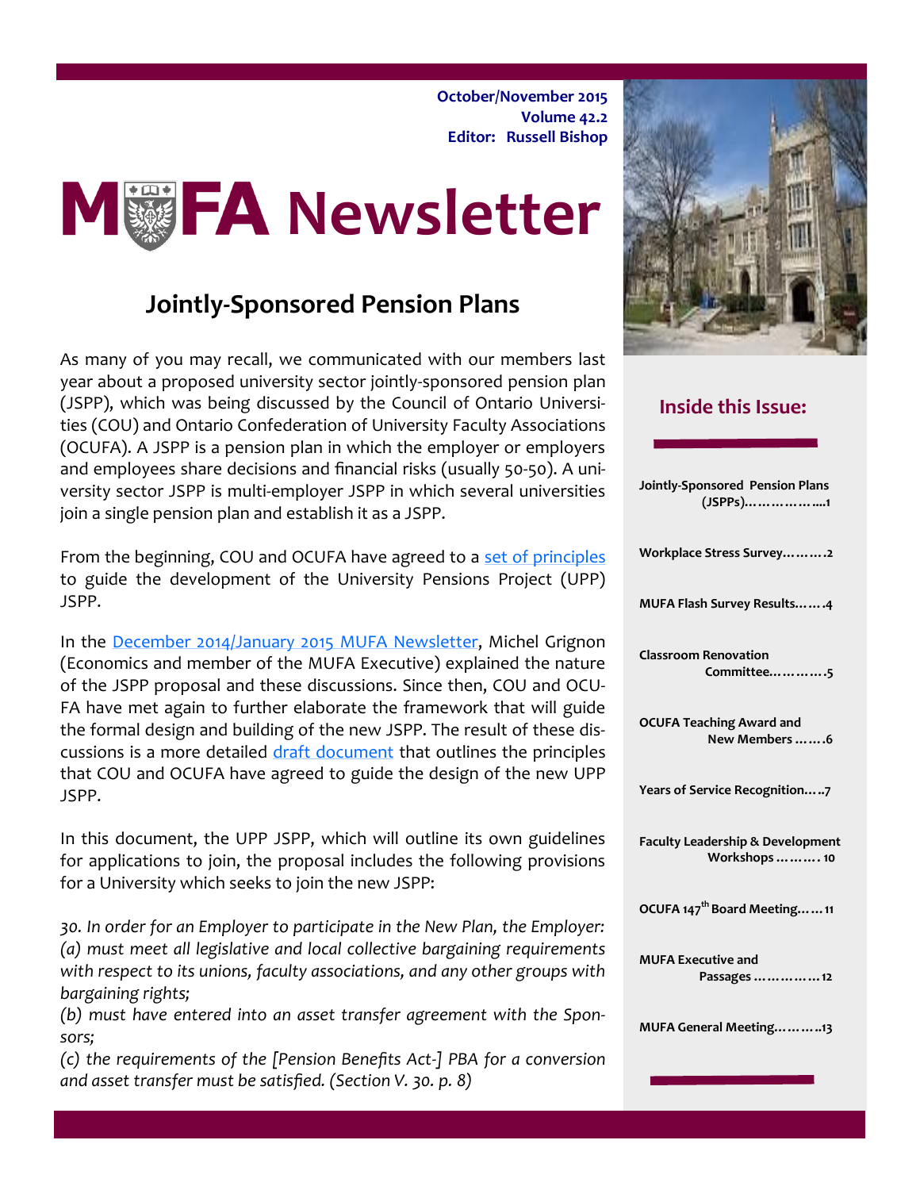October/November 2015
Volume 42.2
Editor: Russell Bishop

# MUFA Newsletter

## Jointly-Sponsored Pension Plans

As many of you may recall, we communicated with our members last year about a proposed university sector jointly-sponsored pension plan (JSPP), which was being discussed by the Council of Ontario Universities (COU) and Ontario Confederation of University Faculty Associations (OCUFA). A JSPP is a pension plan in which the employer or employers and employees share decisions and financial risks (usually 50-50). A university sector JSPP is multi-employer JSPP in which several universities join a single pension plan and establish it as a JSPP.

From the beginning, COU and OCUFA have agreed to a set of principles to guide the development of the University Pensions Project (UPP) JSPP.

In the December 2014/January 2015 MUFA Newsletter, Michel Grignon (Economics and member of the MUFA Executive) explained the nature of the JSPP proposal and these discussions. Since then, COU and OCUFA have met again to further elaborate the framework that will guide the formal design and building of the new JSPP. The result of these discussions is a more detailed draft document that outlines the principles that COU and OCUFA have agreed to guide the design of the new UPP JSPP.

In this document, the UPP JSPP, which will outline its own guidelines for applications to join, the proposal includes the following provisions for a University which seeks to join the new JSPP:

*30. In order for an Employer to participate in the New Plan, the Employer:*
*(a) must meet all legislative and local collective bargaining requirements with respect to its unions, faculty associations, and any other groups with bargaining rights;*
*(b) must have entered into an asset transfer agreement with the Sponsors;*
*(c) the requirements of the [Pension Benefits Act-] PBA for a conversion and asset transfer must be satisfied. (Section V. 30. p. 8)*

### Inside this Issue:

- Jointly-Sponsored Pension Plans (JSPPs)……………....1
- Workplace Stress Survey……….2
- MUFA Flash Survey Results…….4
- Classroom Renovation Committee…………5
- OCUFA Teaching Award and New Members …….6
- Years of Service Recognition…..7
- Faculty Leadership & Development Workshops ………. 10
- OCUFA 147th Board Meeting……11
- MUFA Executive and Passages ……………12
- MUFA General Meeting………..13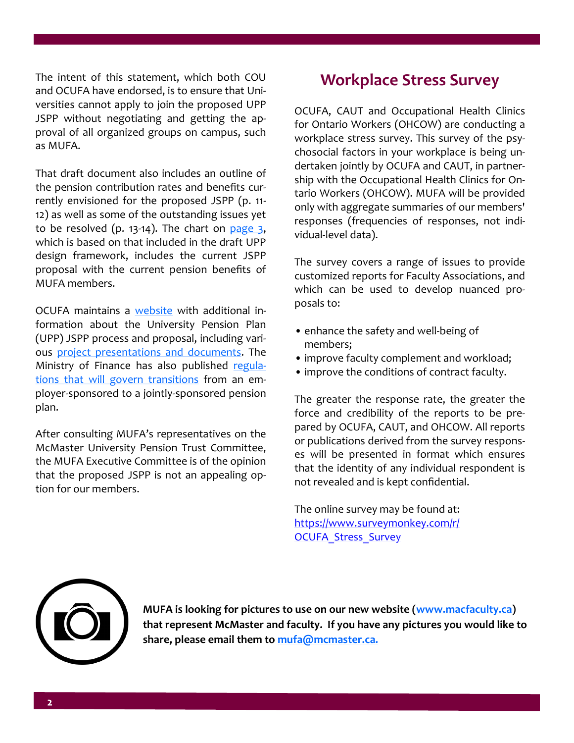The intent of this statement, which both COU and OCUFA have endorsed, is to ensure that Universities cannot apply to join the proposed UPP JSPP without negotiating and getting the approval of all organized groups on campus, such as MUFA.

That draft document also includes an outline of the pension contribution rates and benefits currently envisioned for the proposed JSPP (p. 11-12) as well as some of the outstanding issues yet to be resolved (p. 13-14). The chart on page 3, which is based on that included in the draft UPP design framework, includes the current JSPP proposal with the current pension benefits of MUFA members.

OCUFA maintains a website with additional information about the University Pension Plan (UPP) JSPP process and proposal, including various project presentations and documents. The Ministry of Finance has also published regulations that will govern transitions from an employer-sponsored to a jointly-sponsored pension plan.

After consulting MUFA's representatives on the McMaster University Pension Trust Committee, the MUFA Executive Committee is of the opinion that the proposed JSPP is not an appealing option for our members.

## Workplace Stress Survey

OCUFA, CAUT and Occupational Health Clinics for Ontario Workers (OHCOW) are conducting a workplace stress survey. This survey of the psychosocial factors in your workplace is being undertaken jointly by OCUFA and CAUT, in partnership with the Occupational Health Clinics for Ontario Workers (OHCOW). MUFA will be provided only with aggregate summaries of our members' responses (frequencies of responses, not individual-level data).

The survey covers a range of issues to provide customized reports for Faculty Associations, and which can be used to develop nuanced proposals to:

- enhance the safety and well-being of members;
- improve faculty complement and workload;
- improve the conditions of contract faculty.

The greater the response rate, the greater the force and credibility of the reports to be prepared by OCUFA, CAUT, and OHCOW. All reports or publications derived from the survey responses will be presented in format which ensures that the identity of any individual respondent is not revealed and is kept confidential.

The online survey may be found at: https://www.surveymonkey.com/r/OCUFA_Stress_Survey

**MUFA is looking for pictures to use on our new website (www.macfaculty.ca) that represent McMaster and faculty. If you have any pictures you would like to share, please email them to mufa@mcmaster.ca.**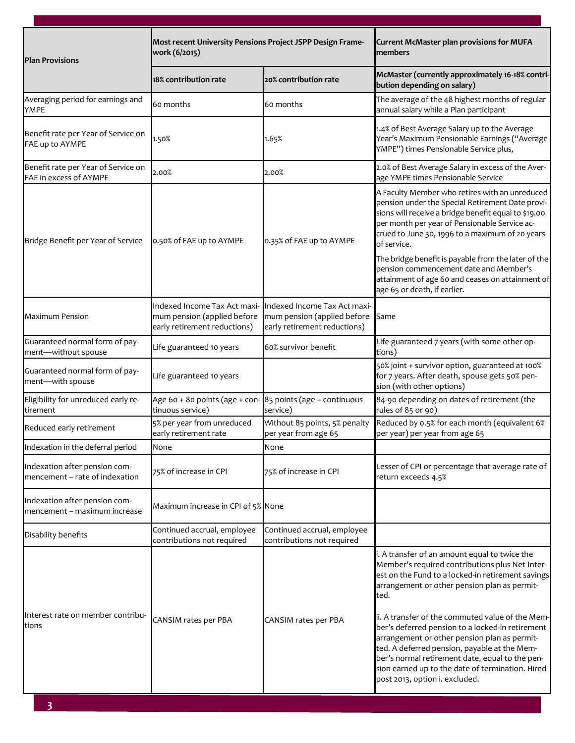| Plan Provisions | Most recent University Pensions Project JSPP Design Framework (6/2015) | | Current McMaster plan provisions for MUFA members |
|---|---|---|---|
| | 18% contribution rate | 20% contribution rate | McMaster (currently approximately 16-18% contribution depending on salary) |
| Averaging period for earnings and YMPE | 60 months | 60 months | The average of the 48 highest months of regular annual salary while a Plan participant |
| Benefit rate per Year of Service on FAE up to AYMPE | 1.50% | 1.65% | 1.4% of Best Average Salary up to the Average Year's Maximum Pensionable Earnings ("Average YMPE") times Pensionable Service plus, |
| Benefit rate per Year of Service on FAE in excess of AYMPE | 2.00% | 2.00% | 2.0% of Best Average Salary in excess of the Average YMPE times Pensionable Service |
| Bridge Benefit per Year of Service | 0.50% of FAE up to AYMPE | 0.35% of FAE up to AYMPE | A Faculty Member who retires with an unreduced pension under the Special Retirement Date provisions will receive a bridge benefit equal to $19.00 per month per year of Pensionable Service accrued to June 30, 1996 to a maximum of 20 years of service.<br><br>The bridge benefit is payable from the later of the pension commencement date and Member's attainment of age 60 and ceases on attainment of age 65 or death, if earlier. |
| Maximum Pension | Indexed Income Tax Act maximum pension (applied before early retirement reductions) | Indexed Income Tax Act maximum pension (applied before early retirement reductions) | Same |
| Guaranteed normal form of payment—without spouse | Life guaranteed 10 years | 60% survivor benefit | Life guaranteed 7 years (with some other options) |
| Guaranteed normal form of payment—with spouse | Life guaranteed 10 years | | 50% joint + survivor option, guaranteed at 100% for 7 years. After death, spouse gets 50% pension (with other options) |
| Eligibility for unreduced early retirement | Age 60 + 80 points (age + continuous service) | 85 points (age + continuous service) | 84-90 depending on dates of retirement (the rules of 85 or 90) |
| Reduced early retirement | 5% per year from unreduced early retirement rate | Without 85 points, 5% penalty per year from age 65 | Reduced by 0.5% for each month (equivalent 6% per year) per year from age 65 |
| Indexation in the deferral period | None | None | |
| Indexation after pension commencement – rate of indexation | 75% of increase in CPI | 75% of increase in CPI | Lesser of CPI or percentage that average rate of return exceeds 4.5% |
| Indexation after pension commencement – maximum increase | Maximum increase in CPI of 5% | None | |
| Disability benefits | Continued accrual, employee contributions not required | Continued accrual, employee contributions not required | |
| Interest rate on member contributions | CANSIM rates per PBA | CANSIM rates per PBA | i. A transfer of an amount equal to twice the Member's required contributions plus Net Interest on the Fund to a locked-in retirement savings arrangement or other pension plan as permitted.<br><br>ii. A transfer of the commuted value of the Member's deferred pension to a locked-in retirement arrangement or other pension plan as permitted. A deferred pension, payable at the Member's normal retirement date, equal to the pension earned up to the date of termination. Hired post 2013, option i. excluded. |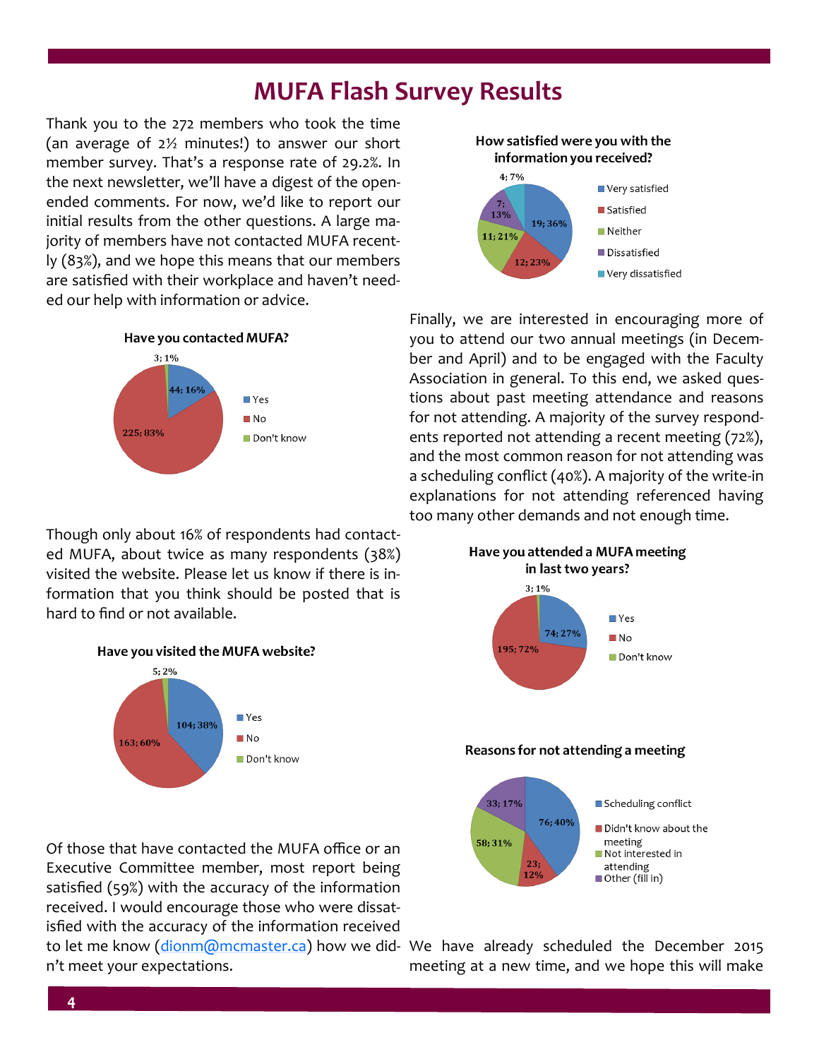# MUFA Flash Survey Results

Thank you to the 272 members who took the time (an average of 2½ minutes!) to answer our short member survey. That's a response rate of 29.2%. In the next newsletter, we'll have a digest of the open-ended comments. For now, we'd like to report our initial results from the other questions. A large majority of members have not contacted MUFA recently (83%), and we hope this means that our members are satisfied with their workplace and haven't needed our help with information or advice.

**Have you contacted MUFA?**

- Yes: 44; 16%
- No: 225; 83%
- Don't know: 3; 1%

Though only about 16% of respondents had contacted MUFA, about twice as many respondents (38%) visited the website. Please let us know if there is information that you think should be posted that is hard to find or not available.

**Have you visited the MUFA website?**

- Yes: 104; 38%
- No: 163; 60%
- Don't know: 5; 2%

Of those that have contacted the MUFA office or an Executive Committee member, most report being satisfied (59%) with the accuracy of the information received. I would encourage those who were dissatisfied with the accuracy of the information received to let me know (dionm@mcmaster.ca) how we didn't meet your expectations.

**How satisfied were you with the information you received?**

- Very satisfied: 19; 36%
- Satisfied: 12; 23%
- Neither: 11; 21%
- Dissatisfied: 7; 13%
- Very dissatisfied: 4; 7%

Finally, we are interested in encouraging more of you to attend our two annual meetings (in December and April) and to be engaged with the Faculty Association in general. To this end, we asked questions about past meeting attendance and reasons for not attending. A majority of the survey respondents reported not attending a recent meeting (72%), and the most common reason for not attending was a scheduling conflict (40%). A majority of the write-in explanations for not attending referenced having too many other demands and not enough time.

**Have you attended a MUFA meeting in last two years?**

- Yes: 74; 27%
- No: 195; 72%
- Don't know: 3; 1%

**Reasons for not attending a meeting**

- Scheduling conflict: 76; 40%
- Didn't know about the meeting: 23; 12%
- Not interested in attending: 58; 31%
- Other (fill in): 33; 17%

We have already scheduled the December 2015 meeting at a new time, and we hope this will make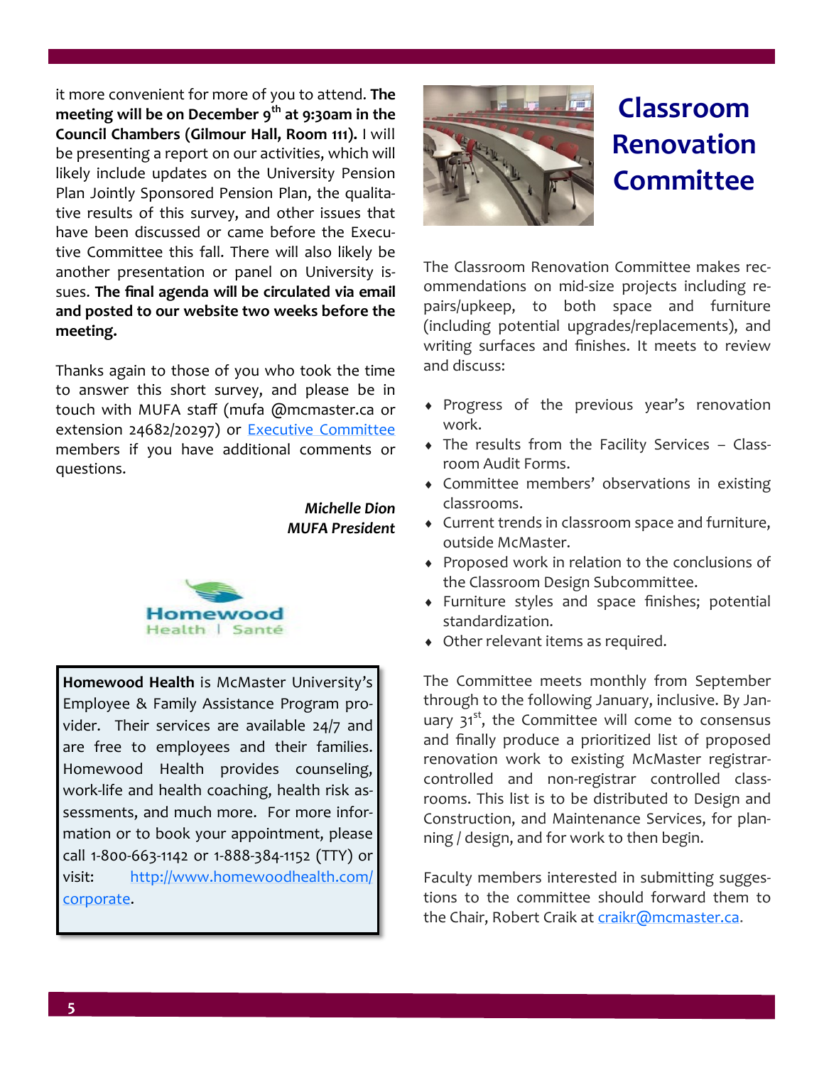it more convenient for more of you to attend. **The meeting will be on December 9th at 9:30am in the Council Chambers (Gilmour Hall, Room 111).** I will be presenting a report on our activities, which will likely include updates on the University Pension Plan Jointly Sponsored Pension Plan, the qualitative results of this survey, and other issues that have been discussed or came before the Executive Committee this fall. There will also likely be another presentation or panel on University issues. **The final agenda will be circulated via email and posted to our website two weeks before the meeting.**

Thanks again to those of you who took the time to answer this short survey, and please be in touch with MUFA staff (mufa @mcmaster.ca or extension 24682/20297) or [Executive Committee](Executive Committee) members if you have additional comments or questions.

***Michelle Dion***
***MUFA President***

Homewood Health | Santé

**Homewood Health** is McMaster University's Employee & Family Assistance Program provider. Their services are available 24/7 and are free to employees and their families. Homewood Health provides counseling, work-life and health coaching, health risk assessments, and much more. For more information or to book your appointment, please call 1-800-663-1142 or 1-888-384-1152 (TTY) or visit: [http://www.homewoodhealth.com/corporate](http://www.homewoodhealth.com/corporate).

# Classroom Renovation Committee

The Classroom Renovation Committee makes recommendations on mid-size projects including repairs/upkeep, to both space and furniture (including potential upgrades/replacements), and writing surfaces and finishes. It meets to review and discuss:

- Progress of the previous year's renovation work.
- The results from the Facility Services – Classroom Audit Forms.
- Committee members' observations in existing classrooms.
- Current trends in classroom space and furniture, outside McMaster.
- Proposed work in relation to the conclusions of the Classroom Design Subcommittee.
- Furniture styles and space finishes; potential standardization.
- Other relevant items as required.

The Committee meets monthly from September through to the following January, inclusive. By January 31st, the Committee will come to consensus and finally produce a prioritized list of proposed renovation work to existing McMaster registrar-controlled and non-registrar controlled classrooms. This list is to be distributed to Design and Construction, and Maintenance Services, for planning / design, and for work to then begin.

Faculty members interested in submitting suggestions to the committee should forward them to the Chair, Robert Craik at [craikr@mcmaster.ca](mailto:craikr@mcmaster.ca).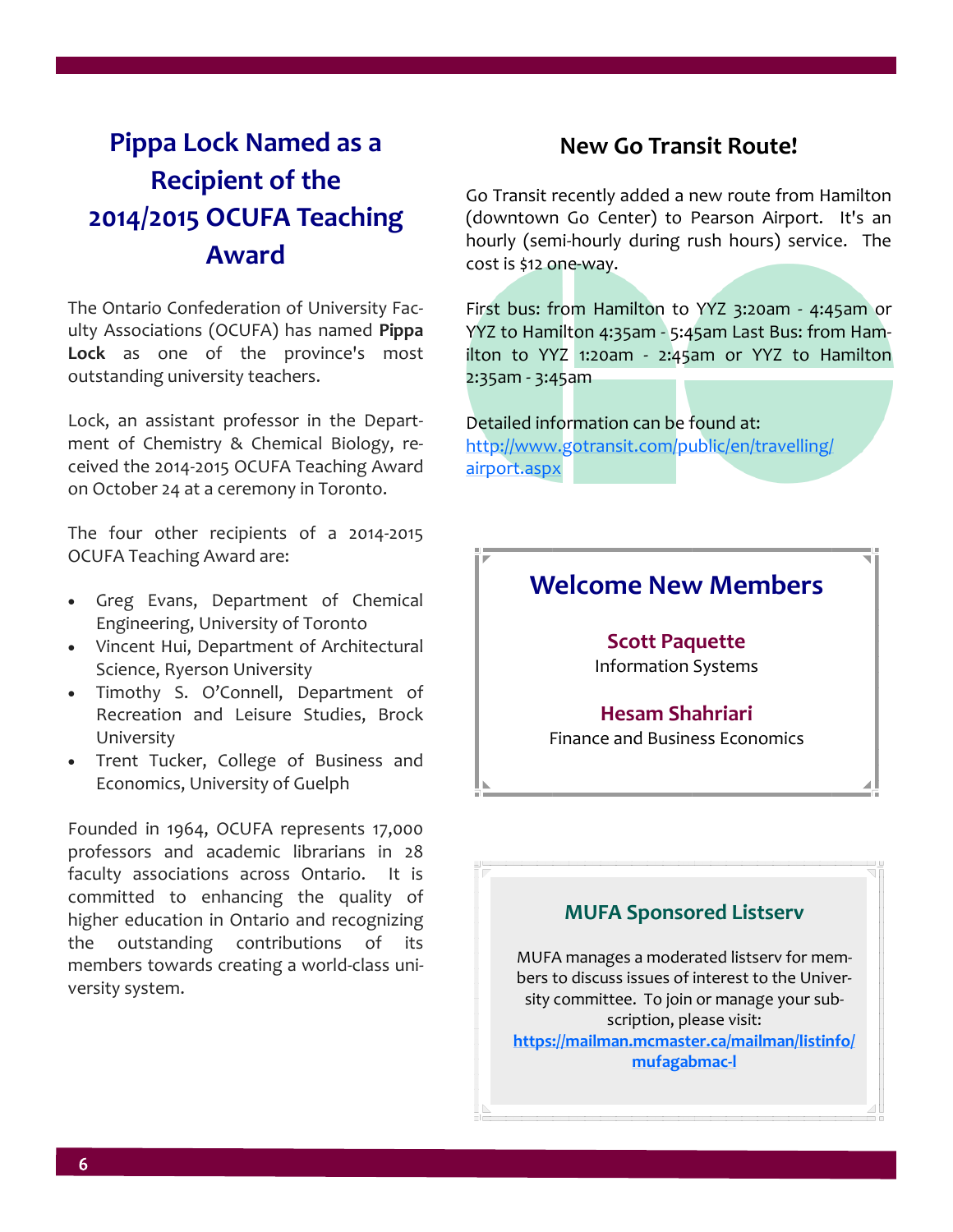# Pippa Lock Named as a Recipient of the 2014/2015 OCUFA Teaching Award

The Ontario Confederation of University Faculty Associations (OCUFA) has named **Pippa Lock** as one of the province's most outstanding university teachers.

Lock, an assistant professor in the Department of Chemistry & Chemical Biology, received the 2014-2015 OCUFA Teaching Award on October 24 at a ceremony in Toronto.

The four other recipients of a 2014-2015 OCUFA Teaching Award are:

- Greg Evans, Department of Chemical Engineering, University of Toronto
- Vincent Hui, Department of Architectural Science, Ryerson University
- Timothy S. O'Connell, Department of Recreation and Leisure Studies, Brock University
- Trent Tucker, College of Business and Economics, University of Guelph

Founded in 1964, OCUFA represents 17,000 professors and academic librarians in 28 faculty associations across Ontario. It is committed to enhancing the quality of higher education in Ontario and recognizing the outstanding contributions of its members towards creating a world-class university system.

## New Go Transit Route!

Go Transit recently added a new route from Hamilton (downtown Go Center) to Pearson Airport. It's an hourly (semi-hourly during rush hours) service. The cost is $12 one-way.

First bus: from Hamilton to YYZ 3:20am - 4:45am or YYZ to Hamilton 4:35am - 5:45am Last Bus: from Hamilton to YYZ 1:20am - 2:45am or YYZ to Hamilton 2:35am - 3:45am

Detailed information can be found at:
http://www.gotransit.com/public/en/travelling/airport.aspx

## Welcome New Members

**Scott Paquette**
Information Systems

**Hesam Shahriari**
Finance and Business Economics

## MUFA Sponsored Listserv

MUFA manages a moderated listserv for members to discuss issues of interest to the University committee. To join or manage your subscription, please visit:
**https://mailman.mcmaster.ca/mailman/listinfo/mufagabmac-l**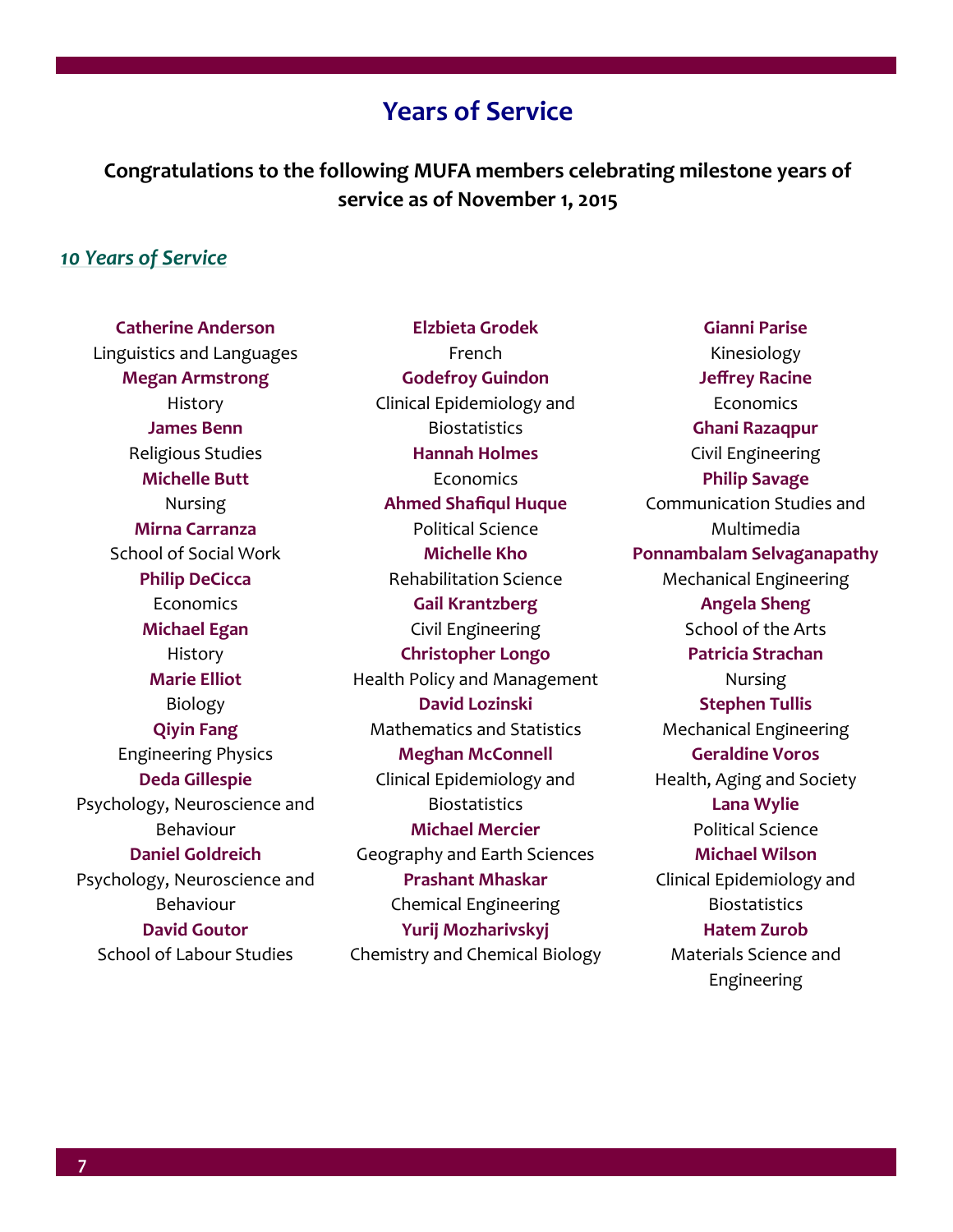# Years of Service

**Congratulations to the following MUFA members celebrating milestone years of service as of November 1, 2015**

## *10 Years of Service*

**Catherine Anderson**
Linguistics and Languages

**Megan Armstrong**
History

**James Benn**
Religious Studies

**Michelle Butt**
Nursing

**Mirna Carranza**
School of Social Work

**Philip DeCicca**
Economics

**Michael Egan**
History

**Marie Elliot**
Biology

**Qiyin Fang**
Engineering Physics

**Deda Gillespie**
Psychology, Neuroscience and Behaviour

**Daniel Goldreich**
Psychology, Neuroscience and Behaviour

**David Goutor**
School of Labour Studies

**Elzbieta Grodek**
French

**Godefroy Guindon**
Clinical Epidemiology and Biostatistics

**Hannah Holmes**
Economics

**Ahmed Shafiqul Huque**
Political Science

**Michelle Kho**
Rehabilitation Science

**Gail Krantzberg**
Civil Engineering

**Christopher Longo**
Health Policy and Management

**David Lozinski**
Mathematics and Statistics

**Meghan McConnell**
Clinical Epidemiology and Biostatistics

**Michael Mercier**
Geography and Earth Sciences

**Prashant Mhaskar**
Chemical Engineering

**Yurij Mozharivskyj**
Chemistry and Chemical Biology

**Gianni Parise**
Kinesiology

**Jeffrey Racine**
Economics

**Ghani Razaqpur**
Civil Engineering

**Philip Savage**
Communication Studies and Multimedia

**Ponnambalam Selvaganapathy**
Mechanical Engineering

**Angela Sheng**
School of the Arts

**Patricia Strachan**
Nursing

**Stephen Tullis**
Mechanical Engineering

**Geraldine Voros**
Health, Aging and Society

**Lana Wylie**
Political Science

**Michael Wilson**
Clinical Epidemiology and Biostatistics

**Hatem Zurob**
Materials Science and Engineering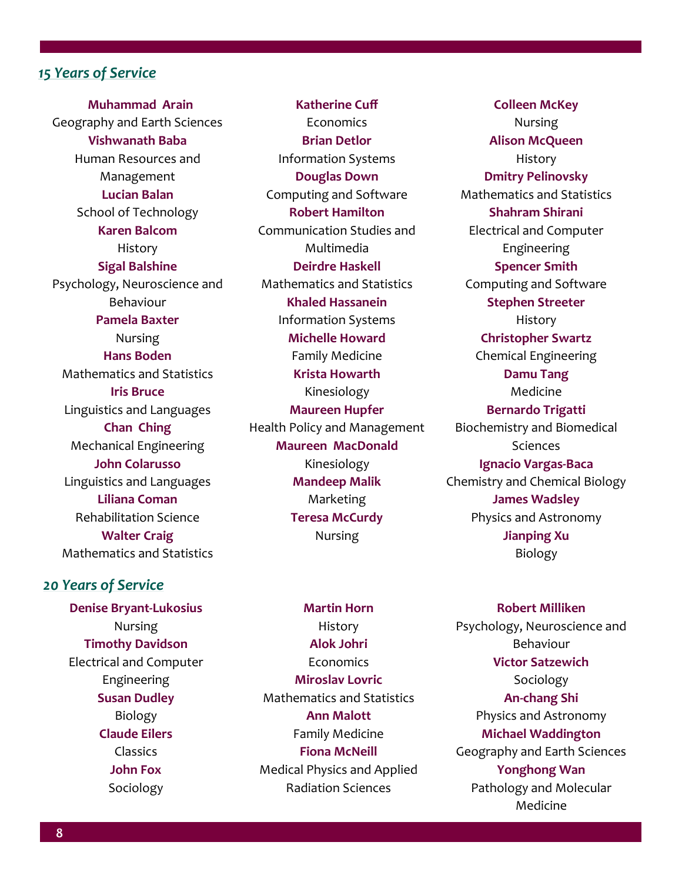## *15 Years of Service*

**Muhammad Arain**
Geography and Earth Sciences

**Vishwanath Baba**
Human Resources and Management

**Lucian Balan**
School of Technology

**Karen Balcom**
History

**Sigal Balshine**
Psychology, Neuroscience and Behaviour

**Pamela Baxter**
Nursing

**Hans Boden**
Mathematics and Statistics

**Iris Bruce**
Linguistics and Languages

**Chan Ching**
Mechanical Engineering

**John Colarusso**
Linguistics and Languages

**Liliana Coman**
Rehabilitation Science

**Walter Craig**
Mathematics and Statistics

**Katherine Cuff**
Economics

**Brian Detlor**
Information Systems

**Douglas Down**
Computing and Software

**Robert Hamilton**
Communication Studies and Multimedia

**Deirdre Haskell**
Mathematics and Statistics

**Khaled Hassanein**
Information Systems

**Michelle Howard**
Family Medicine

**Krista Howarth**
Kinesiology

**Maureen Hupfer**
Health Policy and Management

**Maureen MacDonald**
Kinesiology

**Mandeep Malik**
Marketing

**Teresa McCurdy**
Nursing

**Colleen McKey**
Nursing

**Alison McQueen**
History

**Dmitry Pelinovsky**
Mathematics and Statistics

**Shahram Shirani**
Electrical and Computer Engineering

**Spencer Smith**
Computing and Software

**Stephen Streeter**
History

**Christopher Swartz**
Chemical Engineering

**Damu Tang**
Medicine

**Bernardo Trigatti**
Biochemistry and Biomedical Sciences

**Ignacio Vargas-Baca**
Chemistry and Chemical Biology

**James Wadsley**
Physics and Astronomy

**Jianping Xu**
Biology

## *20 Years of Service*

**Denise Bryant-Lukosius**
Nursing

**Timothy Davidson**
Electrical and Computer Engineering

**Susan Dudley**
Biology

**Claude Eilers**
Classics

**John Fox**
Sociology

**Martin Horn**
History

**Alok Johri**
Economics

**Miroslav Lovric**
Mathematics and Statistics

**Ann Malott**
Family Medicine

**Fiona McNeill**
Medical Physics and Applied Radiation Sciences

**Robert Milliken**
Psychology, Neuroscience and Behaviour

**Victor Satzewich**
Sociology

**An-chang Shi**
Physics and Astronomy

**Michael Waddington**
Geography and Earth Sciences

**Yonghong Wan**
Pathology and Molecular Medicine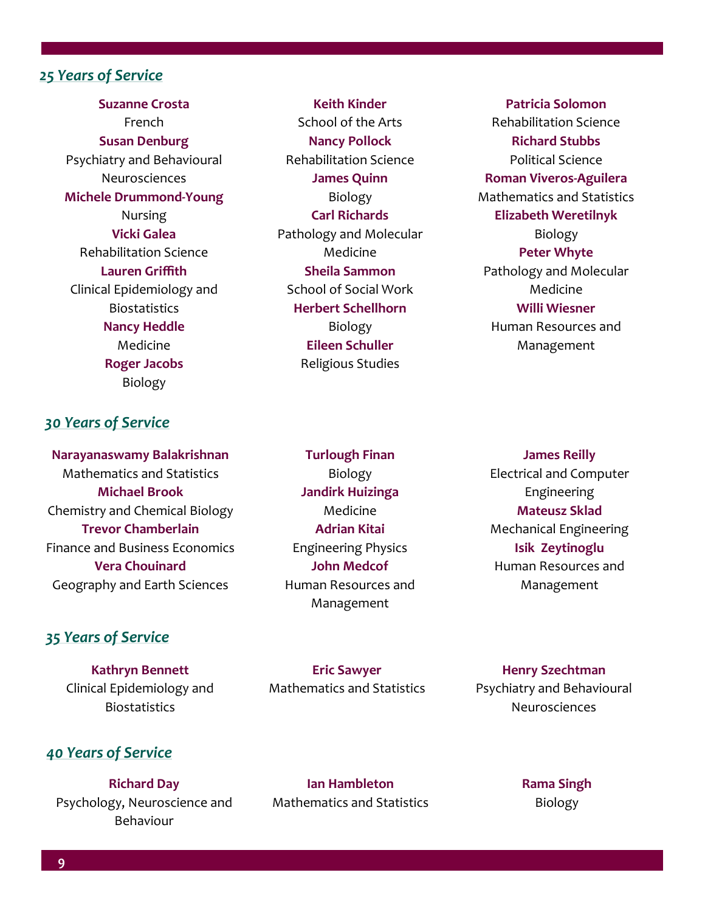## *25 Years of Service*

**Suzanne Crosta**
French

**Susan Denburg**
Psychiatry and Behavioural Neurosciences

**Michele Drummond-Young**
Nursing

**Vicki Galea**
Rehabilitation Science

**Lauren Griffith**
Clinical Epidemiology and Biostatistics

**Nancy Heddle**
Medicine

**Roger Jacobs**
Biology

**Keith Kinder**
School of the Arts

**Nancy Pollock**
Rehabilitation Science

**James Quinn**
Biology

**Carl Richards**
Pathology and Molecular Medicine

**Sheila Sammon**
School of Social Work

**Herbert Schellhorn**
Biology

**Eileen Schuller**
Religious Studies

**Patricia Solomon**
Rehabilitation Science

**Richard Stubbs**
Political Science

**Roman Viveros-Aguilera**
Mathematics and Statistics

**Elizabeth Weretilnyk**
Biology

**Peter Whyte**
Pathology and Molecular Medicine

**Willi Wiesner**
Human Resources and Management

## *30 Years of Service*

**Narayanaswamy Balakrishnan**
Mathematics and Statistics

**Michael Brook**
Chemistry and Chemical Biology

**Trevor Chamberlain**
Finance and Business Economics

**Vera Chouinard**
Geography and Earth Sciences

**Turlough Finan**
Biology

**Jandirk Huizinga**
Medicine

**Adrian Kitai**
Engineering Physics

**John Medcof**
Human Resources and Management

**James Reilly**
Electrical and Computer Engineering

**Mateusz Sklad**
Mechanical Engineering

**Isik Zeytinoglu**
Human Resources and Management

## *35 Years of Service*

**Kathryn Bennett**
Clinical Epidemiology and Biostatistics

**Eric Sawyer**
Mathematics and Statistics

**Henry Szechtman**
Psychiatry and Behavioural Neurosciences

## *40 Years of Service*

**Richard Day**
Psychology, Neuroscience and Behaviour

**Ian Hambleton**
Mathematics and Statistics

**Rama Singh**
Biology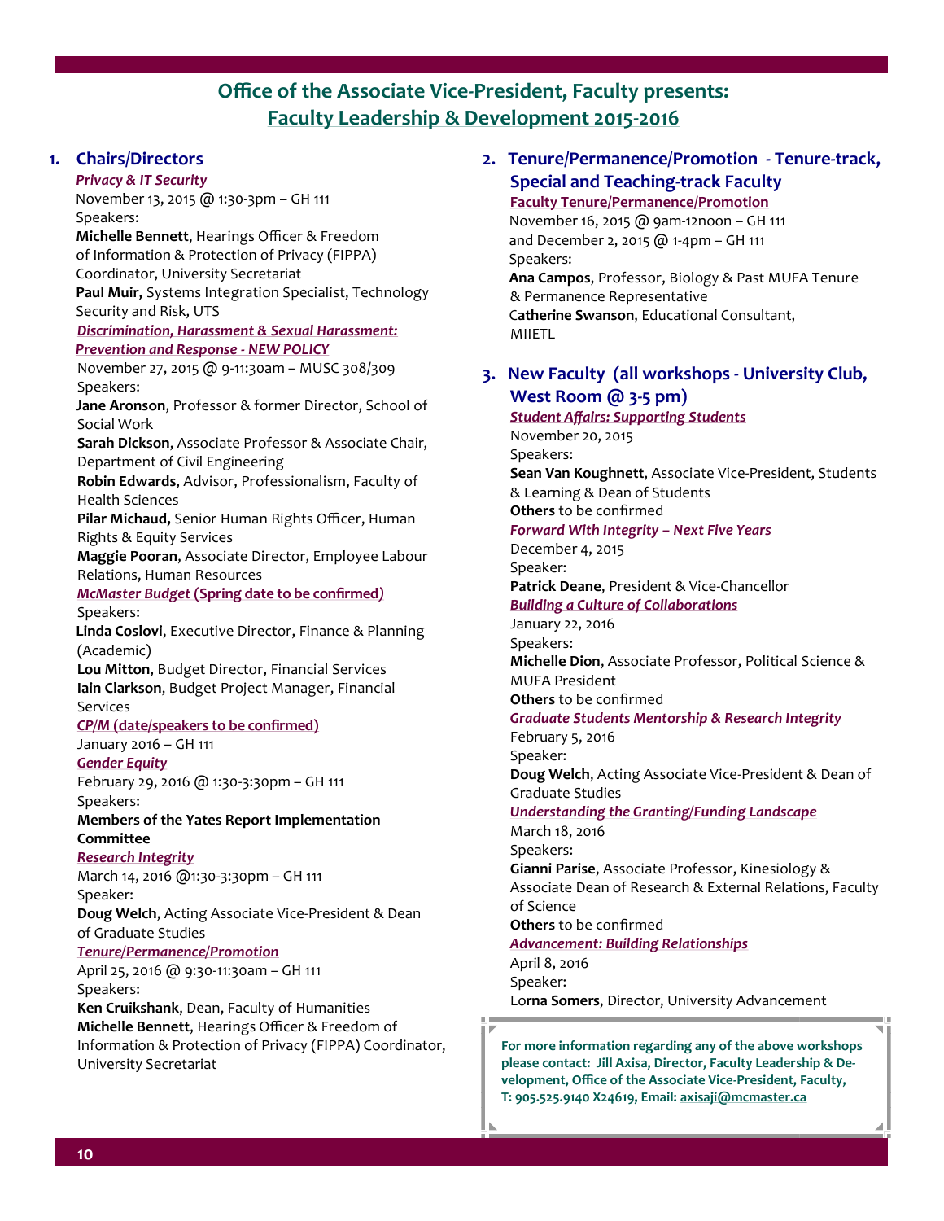# Office of the Associate Vice-President, Faculty presents: Faculty Leadership & Development 2015-2016

## 1. Chairs/Directors

***Privacy & IT Security***

November 13, 2015 @ 1:30-3pm – GH 111

Speakers:

**Michelle Bennett**, Hearings Officer & Freedom of Information & Protection of Privacy (FIPPA) Coordinator, University Secretariat

**Paul Muir,** Systems Integration Specialist, Technology Security and Risk, UTS

***Discrimination, Harassment & Sexual Harassment: Prevention and Response - NEW POLICY***

November 27, 2015 @ 9-11:30am – MUSC 308/309

Speakers:

**Jane Aronson**, Professor & former Director, School of Social Work

**Sarah Dickson**, Associate Professor & Associate Chair, Department of Civil Engineering

**Robin Edwards**, Advisor, Professionalism, Faculty of Health Sciences

**Pilar Michaud,** Senior Human Rights Officer, Human Rights & Equity Services

**Maggie Pooran**, Associate Director, Employee Labour Relations, Human Resources

***McMaster Budget* (Spring date to be confirmed)**

Speakers:

**Linda Coslovi**, Executive Director, Finance & Planning (Academic)

**Lou Mitton**, Budget Director, Financial Services

**Iain Clarkson**, Budget Project Manager, Financial Services

**CP/M (date/speakers to be confirmed)**

January 2016 – GH 111

***Gender Equity***

February 29, 2016 @ 1:30-3:30pm – GH 111

Speakers:

**Members of the Yates Report Implementation Committee**

***Research Integrity***

March 14, 2016 @1:30-3:30pm – GH 111

Speaker:

**Doug Welch**, Acting Associate Vice-President & Dean of Graduate Studies

***Tenure/Permanence/Promotion***

April 25, 2016 @ 9:30-11:30am – GH 111

Speakers:

**Ken Cruikshank**, Dean, Faculty of Humanities

**Michelle Bennett**, Hearings Officer & Freedom of Information & Protection of Privacy (FIPPA) Coordinator, University Secretariat

## 2. Tenure/Permanence/Promotion - Tenure-track, Special and Teaching-track Faculty

**Faculty Tenure/Permanence/Promotion**

November 16, 2015 @ 9am-12noon – GH 111
and December 2, 2015 @ 1-4pm – GH 111

Speakers:

**Ana Campos**, Professor, Biology & Past MUFA Tenure & Permanence Representative

**Catherine Swanson**, Educational Consultant, MIIETL

## 3. New Faculty (all workshops - University Club, West Room @ 3-5 pm)

***Student Affairs: Supporting Students***

November 20, 2015

Speakers:

**Sean Van Koughnett**, Associate Vice-President, Students & Learning & Dean of Students

**Others** to be confirmed

***Forward With Integrity – Next Five Years***

December 4, 2015

Speaker:

**Patrick Deane**, President & Vice-Chancellor

***Building a Culture of Collaborations***

January 22, 2016

Speakers:

**Michelle Dion**, Associate Professor, Political Science & MUFA President

**Others** to be confirmed

***Graduate Students Mentorship & Research Integrity***

February 5, 2016

Speaker:

**Doug Welch**, Acting Associate Vice-President & Dean of Graduate Studies

***Understanding the Granting/Funding Landscape***

March 18, 2016

Speakers:

**Gianni Parise**, Associate Professor, Kinesiology & Associate Dean of Research & External Relations, Faculty of Science

**Others** to be confirmed

***Advancement: Building Relationships***

April 8, 2016

Speaker:

**Lorna Somers**, Director, University Advancement

**For more information regarding any of the above workshops please contact: Jill Axisa, Director, Faculty Leadership & Development, Office of the Associate Vice-President, Faculty, T: 905.525.9140 X24619, Email: axisaji@mcmaster.ca**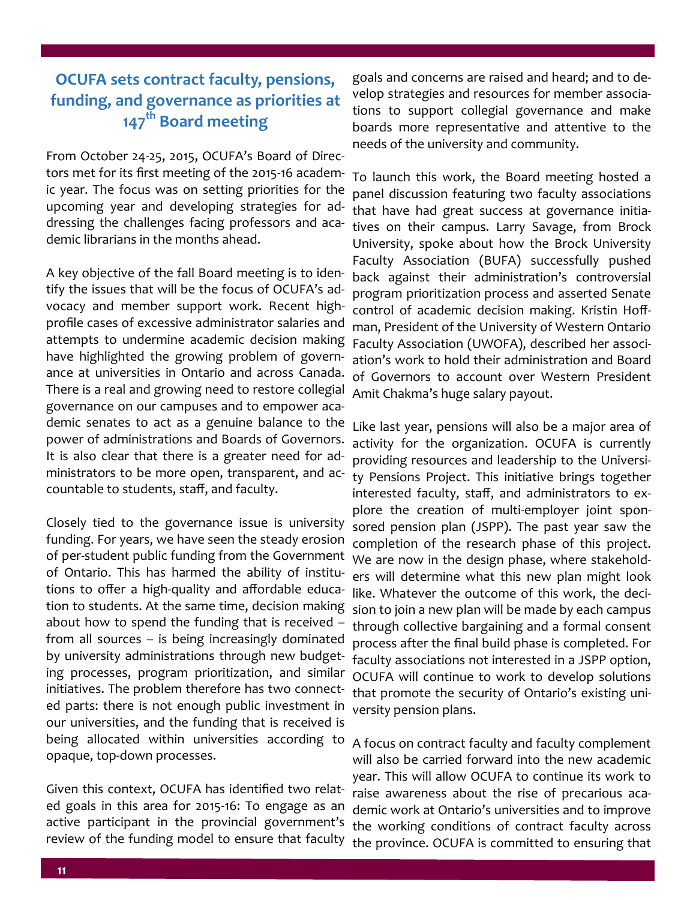## OCUFA sets contract faculty, pensions, funding, and governance as priorities at 147th Board meeting

From October 24-25, 2015, OCUFA's Board of Directors met for its first meeting of the 2015-16 academic year. The focus was on setting priorities for the upcoming year and developing strategies for addressing the challenges facing professors and academic librarians in the months ahead.

A key objective of the fall Board meeting is to identify the issues that will be the focus of OCUFA's advocacy and member support work. Recent high-profile cases of excessive administrator salaries and attempts to undermine academic decision making have highlighted the growing problem of governance at universities in Ontario and across Canada. There is a real and growing need to restore collegial governance on our campuses and to empower academic senates to act as a genuine balance to the power of administrations and Boards of Governors. It is also clear that there is a greater need for administrators to be more open, transparent, and accountable to students, staff, and faculty.

Closely tied to the governance issue is university funding. For years, we have seen the steady erosion of per-student public funding from the Government of Ontario. This has harmed the ability of institutions to offer a high-quality and affordable education to students. At the same time, decision making about how to spend the funding that is received – from all sources – is being increasingly dominated by university administrations through new budgeting processes, program prioritization, and similar initiatives. The problem therefore has two connected parts: there is not enough public investment in our universities, and the funding that is received is being allocated within universities according to opaque, top-down processes.

Given this context, OCUFA has identified two related goals in this area for 2015-16: To engage as an active participant in the provincial government's review of the funding model to ensure that faculty goals and concerns are raised and heard; and to develop strategies and resources for member associations to support collegial governance and make boards more representative and attentive to the needs of the university and community.

To launch this work, the Board meeting hosted a panel discussion featuring two faculty associations that have had great success at governance initiatives on their campus. Larry Savage, from Brock University, spoke about how the Brock University Faculty Association (BUFA) successfully pushed back against their administration's controversial program prioritization process and asserted Senate control of academic decision making. Kristin Hoffman, President of the University of Western Ontario Faculty Association (UWOFA), described her association's work to hold their administration and Board of Governors to account over Western President Amit Chakma's huge salary payout.

Like last year, pensions will also be a major area of activity for the organization. OCUFA is currently providing resources and leadership to the University Pensions Project. This initiative brings together interested faculty, staff, and administrators to explore the creation of multi-employer joint sponsored pension plan (JSPP). The past year saw the completion of the research phase of this project. We are now in the design phase, where stakeholders will determine what this new plan might look like. Whatever the outcome of this work, the decision to join a new plan will be made by each campus through collective bargaining and a formal consent process after the final build phase is completed. For faculty associations not interested in a JSPP option, OCUFA will continue to work to develop solutions that promote the security of Ontario's existing university pension plans.

A focus on contract faculty and faculty complement will also be carried forward into the new academic year. This will allow OCUFA to continue its work to raise awareness about the rise of precarious academic work at Ontario's universities and to improve the working conditions of contract faculty across the province. OCUFA is committed to ensuring that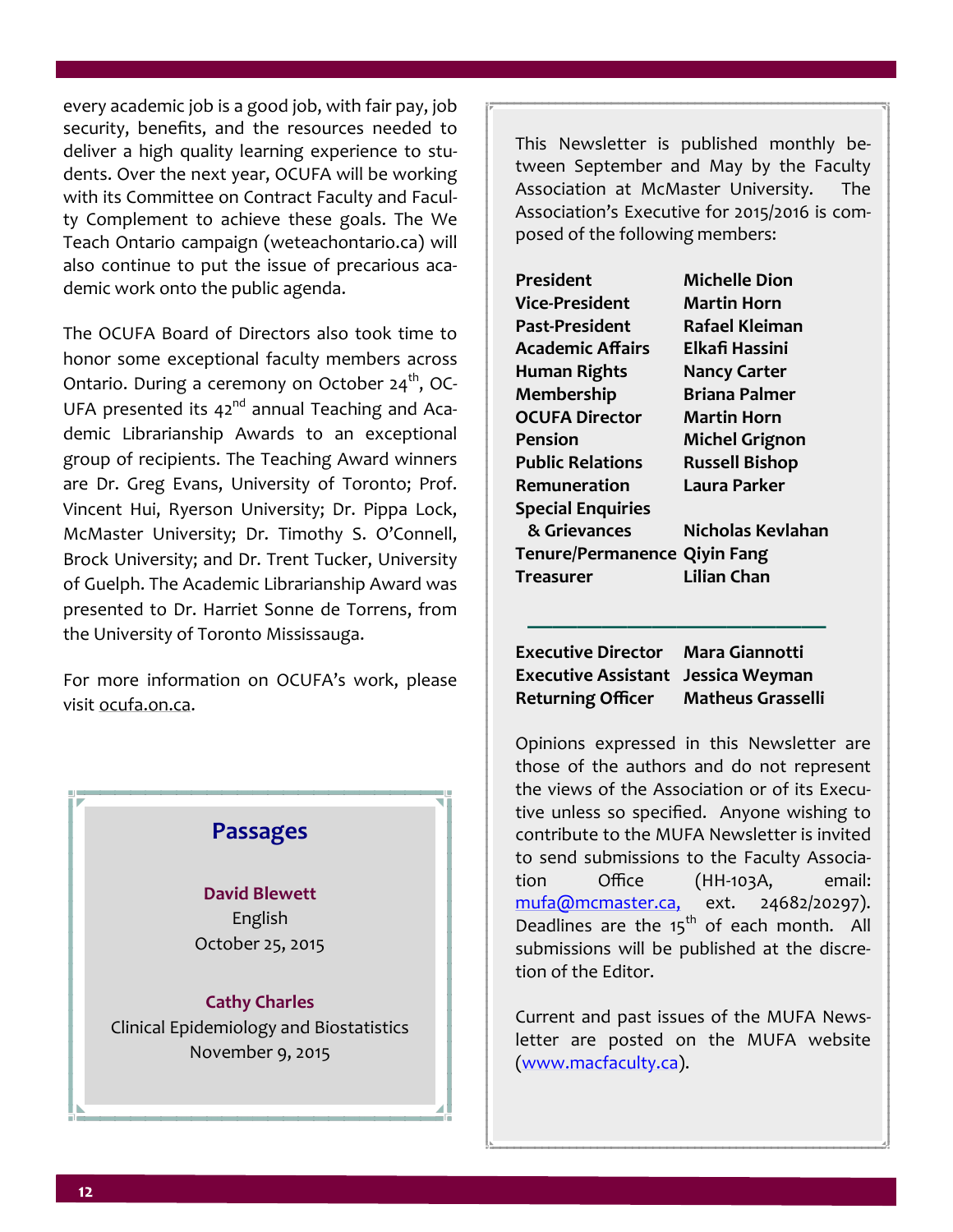every academic job is a good job, with fair pay, job security, benefits, and the resources needed to deliver a high quality learning experience to students. Over the next year, OCUFA will be working with its Committee on Contract Faculty and Faculty Complement to achieve these goals. The We Teach Ontario campaign (weteachontario.ca) will also continue to put the issue of precarious academic work onto the public agenda.

The OCUFA Board of Directors also took time to honor some exceptional faculty members across Ontario. During a ceremony on October 24th, OCUFA presented its 42nd annual Teaching and Academic Librarianship Awards to an exceptional group of recipients. The Teaching Award winners are Dr. Greg Evans, University of Toronto; Prof. Vincent Hui, Ryerson University; Dr. Pippa Lock, McMaster University; Dr. Timothy S. O'Connell, Brock University; and Dr. Trent Tucker, University of Guelph. The Academic Librarianship Award was presented to Dr. Harriet Sonne de Torrens, from the University of Toronto Mississauga.

For more information on OCUFA's work, please visit ocufa.on.ca.

## Passages

**David Blewett**
English
October 25, 2015

**Cathy Charles**
Clinical Epidemiology and Biostatistics
November 9, 2015

---

This Newsletter is published monthly between September and May by the Faculty Association at McMaster University. The Association's Executive for 2015/2016 is composed of the following members:

| | |
|---|---|
| **President** | **Michelle Dion** |
| **Vice-President** | **Martin Horn** |
| **Past-President** | **Rafael Kleiman** |
| **Academic Affairs** | **Elkafi Hassini** |
| **Human Rights** | **Nancy Carter** |
| **Membership** | **Briana Palmer** |
| **OCUFA Director** | **Martin Horn** |
| **Pension** | **Michel Grignon** |
| **Public Relations** | **Russell Bishop** |
| **Remuneration** | **Laura Parker** |
| **Special Enquiries & Grievances** | **Nicholas Kevlahan** |
| **Tenure/Permanence** | **Qiyin Fang** |
| **Treasurer** | **Lilian Chan** |

| | |
|---|---|
| **Executive Director** | **Mara Giannotti** |
| **Executive Assistant** | **Jessica Weyman** |
| **Returning Officer** | **Matheus Grasselli** |

Opinions expressed in this Newsletter are those of the authors and do not represent the views of the Association or of its Executive unless so specified. Anyone wishing to contribute to the MUFA Newsletter is invited to send submissions to the Faculty Association Office (HH-103A, email: mufa@mcmaster.ca, ext. 24682/20297). Deadlines are the 15th of each month. All submissions will be published at the discretion of the Editor.

Current and past issues of the MUFA Newsletter are posted on the MUFA website (www.macfaculty.ca).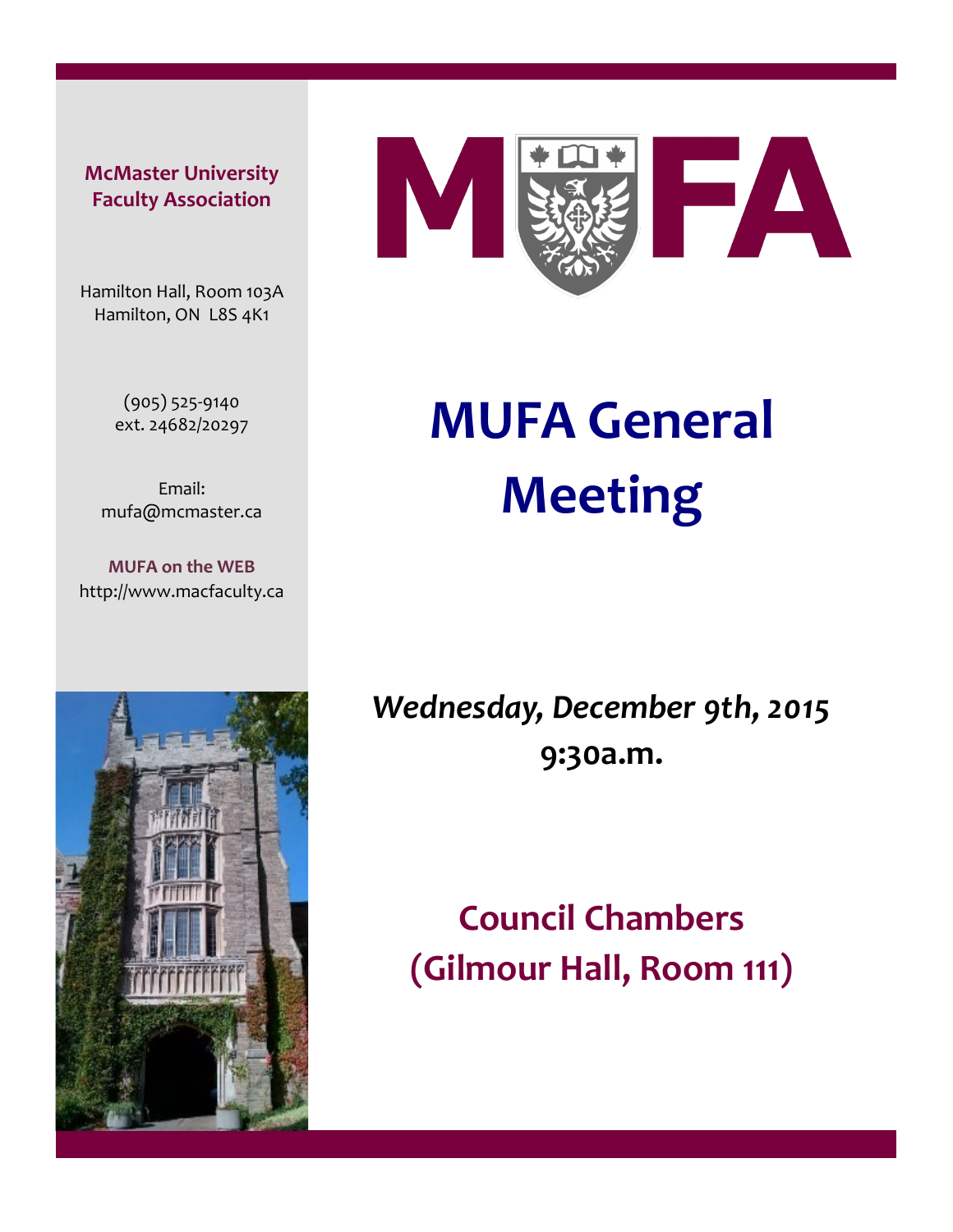**McMaster University Faculty Association**

Hamilton Hall, Room 103A
Hamilton, ON L8S 4K1

(905) 525-9140
ext. 24682/20297

Email:
mufa@mcmaster.ca

**MUFA on the WEB**
http://www.macfaculty.ca

# MUFA General Meeting

***Wednesday, December 9th, 2015***

**9:30a.m.**

## Council Chambers (Gilmour Hall, Room 111)